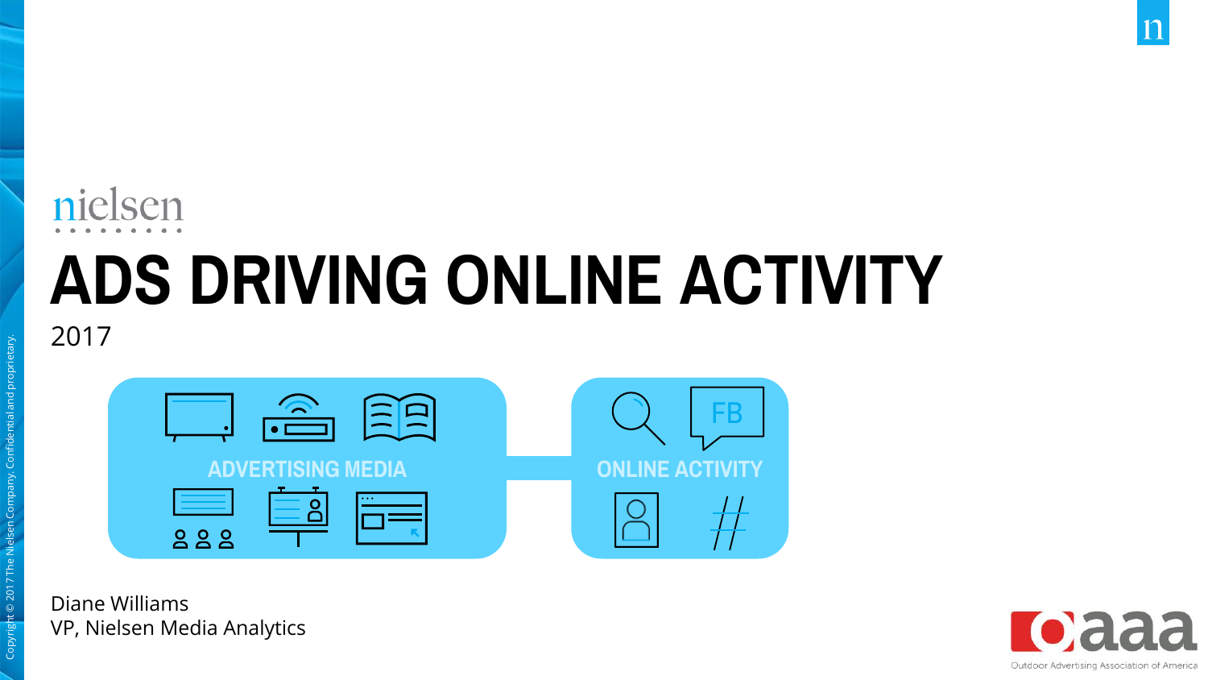nielsen

# ADS DRIVING ONLINE ACTIVITY

2017

ADVERTISING MEDIA

ONLINE ACTIVITY

FB

Diane Williams
VP, Nielsen Media Analytics

Copyright © 2017 The Nielsen Company. Confidential and proprietary.

oaaa
Outdoor Advertising Association of America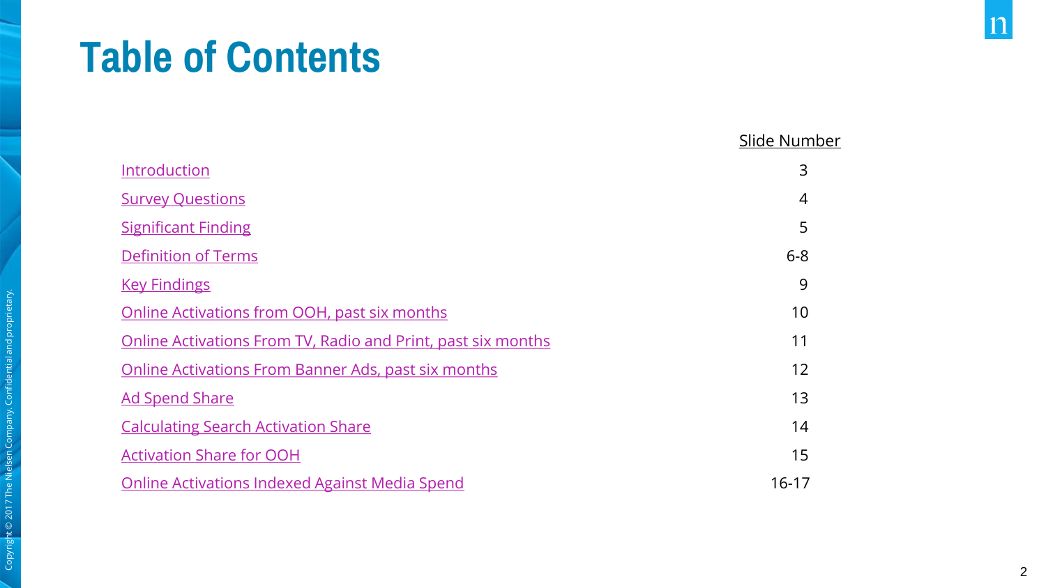# Table of Contents

| | Slide Number |
| --- | --- |
| Introduction | 3 |
| Survey Questions | 4 |
| Significant Finding | 5 |
| Definition of Terms | 6-8 |
| Key Findings | 9 |
| Online Activations from OOH, past six months | 10 |
| Online Activations From TV, Radio and Print, past six months | 11 |
| Online Activations From Banner Ads, past six months | 12 |
| Ad Spend Share | 13 |
| Calculating Search Activation Share | 14 |
| Activation Share for OOH | 15 |
| Online Activations Indexed Against Media Spend | 16-17 |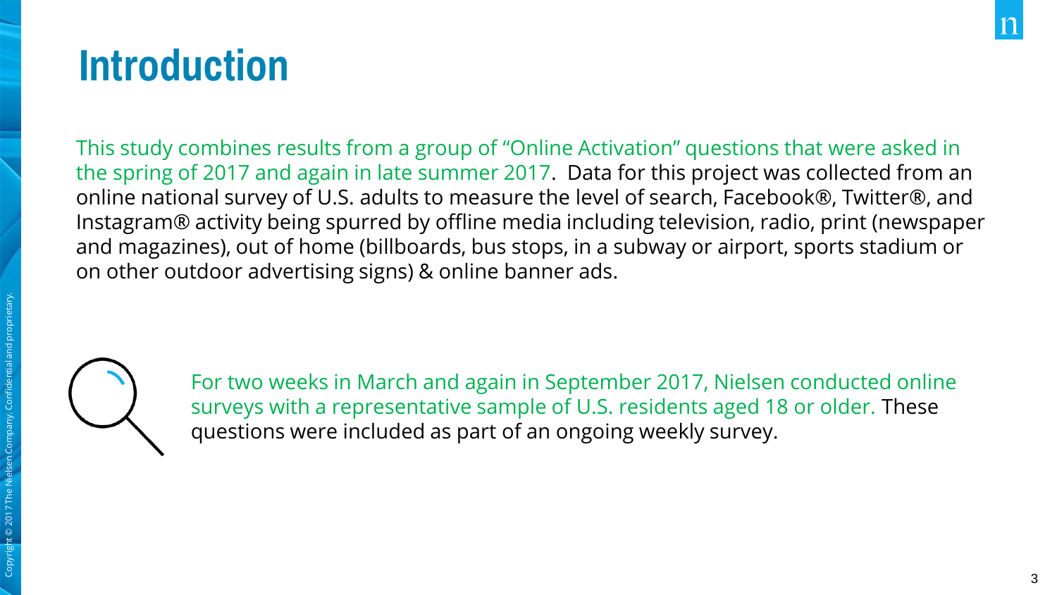# Introduction

This study combines results from a group of "Online Activation" questions that were asked in the spring of 2017 and again in late summer 2017. Data for this project was collected from an online national survey of U.S. adults to measure the level of search, Facebook®, Twitter®, and Instagram® activity being spurred by offline media including television, radio, print (newspaper and magazines), out of home (billboards, bus stops, in a subway or airport, sports stadium or on other outdoor advertising signs) & online banner ads.

For two weeks in March and again in September 2017, Nielsen conducted online surveys with a representative sample of U.S. residents aged 18 or older. These questions were included as part of an ongoing weekly survey.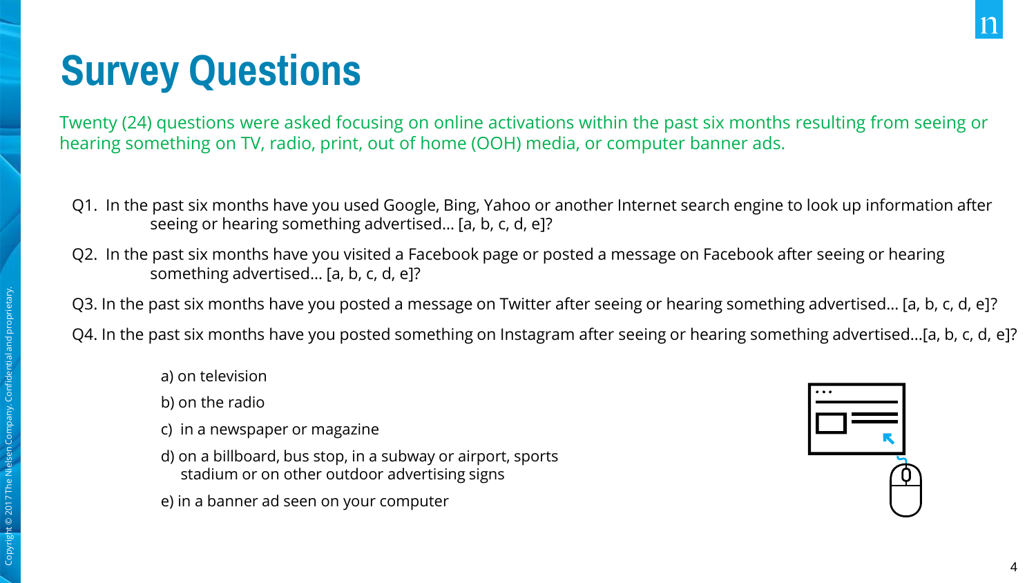# Survey Questions

Twenty (24) questions were asked focusing on online activations within the past six months resulting from seeing or hearing something on TV, radio, print, out of home (OOH) media, or computer banner ads.

Q1. In the past six months have you used Google, Bing, Yahoo or another Internet search engine to look up information after seeing or hearing something advertised… [a, b, c, d, e]?

Q2. In the past six months have you visited a Facebook page or posted a message on Facebook after seeing or hearing something advertised… [a, b, c, d, e]?

Q3. In the past six months have you posted a message on Twitter after seeing or hearing something advertised… [a, b, c, d, e]?

Q4. In the past six months have you posted something on Instagram after seeing or hearing something advertised…[a, b, c, d, e]?

a) on television

b) on the radio

c) in a newspaper or magazine

d) on a billboard, bus stop, in a subway or airport, sports stadium or on other outdoor advertising signs

e) in a banner ad seen on your computer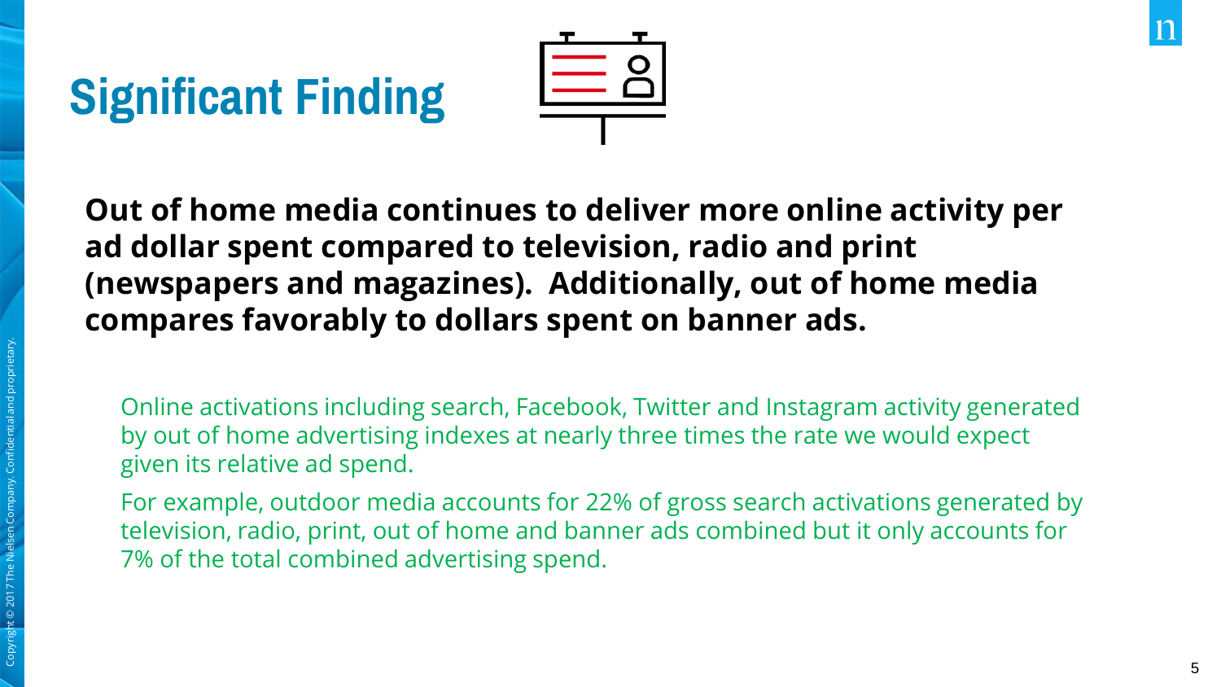# Significant Finding

**Out of home media continues to deliver more online activity per ad dollar spent compared to television, radio and print (newspapers and magazines). Additionally, out of home media compares favorably to dollars spent on banner ads.**

Online activations including search, Facebook, Twitter and Instagram activity generated by out of home advertising indexes at nearly three times the rate we would expect given its relative ad spend.

For example, outdoor media accounts for 22% of gross search activations generated by television, radio, print, out of home and banner ads combined but it only accounts for 7% of the total combined advertising spend.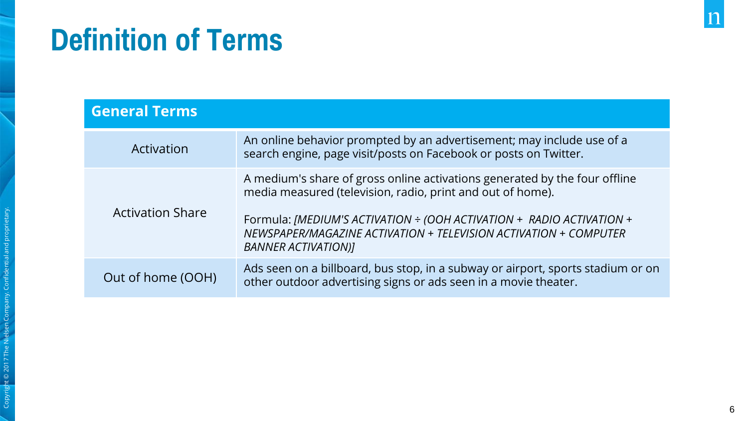# Definition of Terms

| General Terms | |
|---|---|
| Activation | An online behavior prompted by an advertisement; may include use of a search engine, page visit/posts on Facebook or posts on Twitter. |
| Activation Share | A medium's share of gross online activations generated by the four offline media measured (television, radio, print and out of home).<br><br>Formula: *[MEDIUM'S ACTIVATION ÷ (OOH ACTIVATION + RADIO ACTIVATION + NEWSPAPER/MAGAZINE ACTIVATION + TELEVISION ACTIVATION + COMPUTER BANNER ACTIVATION)]* |
| Out of home (OOH) | Ads seen on a billboard, bus stop, in a subway or airport, sports stadium or on other outdoor advertising signs or ads seen in a movie theater. |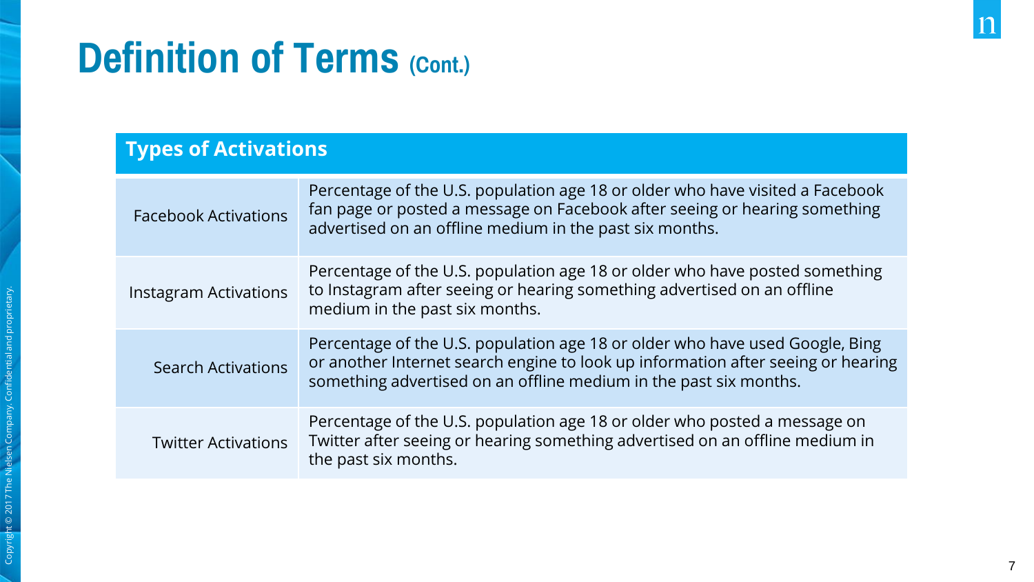# Definition of Terms (Cont.)

| Types of Activations | |
|---|---|
| Facebook Activations | Percentage of the U.S. population age 18 or older who have visited a Facebook fan page or posted a message on Facebook after seeing or hearing something advertised on an offline medium in the past six months. |
| Instagram Activations | Percentage of the U.S. population age 18 or older who have posted something to Instagram after seeing or hearing something advertised on an offline medium in the past six months. |
| Search Activations | Percentage of the U.S. population age 18 or older who have used Google, Bing or another Internet search engine to look up information after seeing or hearing something advertised on an offline medium in the past six months. |
| Twitter Activations | Percentage of the U.S. population age 18 or older who posted a message on Twitter after seeing or hearing something advertised on an offline medium in the past six months. |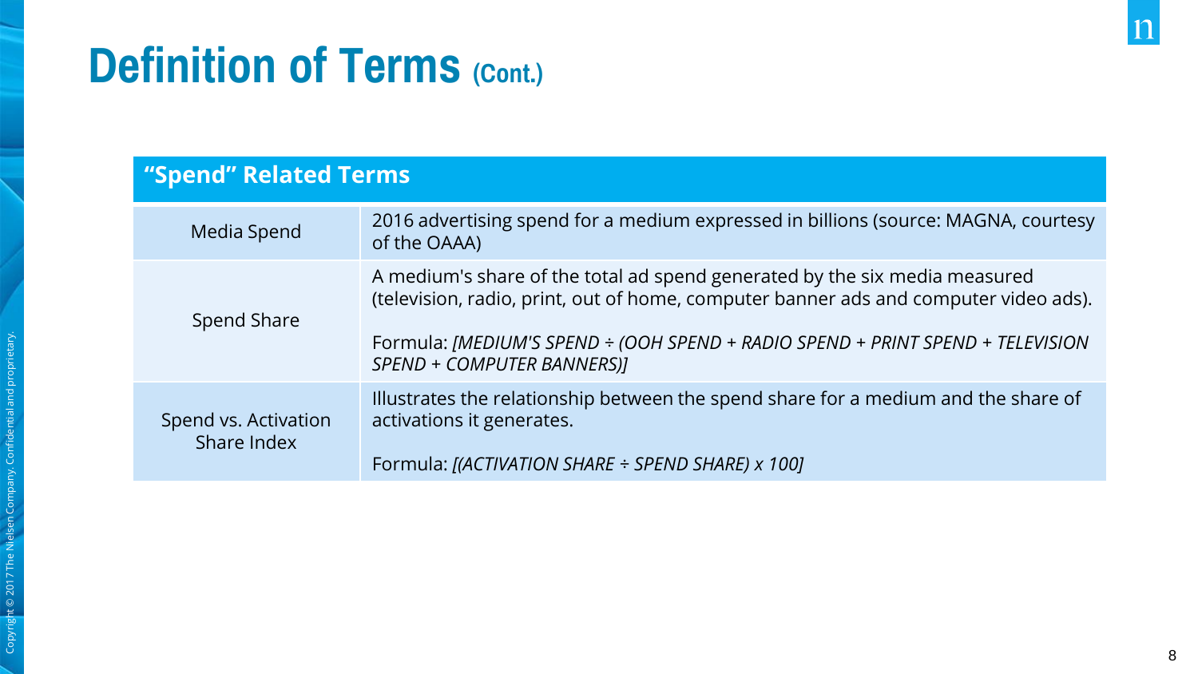# Definition of Terms (Cont.)

| "Spend" Related Terms | |
|---|---|
| Media Spend | 2016 advertising spend for a medium expressed in billions (source: MAGNA, courtesy of the OAAA) |
| Spend Share | A medium's share of the total ad spend generated by the six media measured (television, radio, print, out of home, computer banner ads and computer video ads).<br><br>Formula: *[MEDIUM'S SPEND ÷ (OOH SPEND + RADIO SPEND + PRINT SPEND + TELEVISION SPEND + COMPUTER BANNERS)]* |
| Spend vs. Activation Share Index | Illustrates the relationship between the spend share for a medium and the share of activations it generates.<br><br>Formula: *[(ACTIVATION SHARE ÷ SPEND SHARE) x 100]* |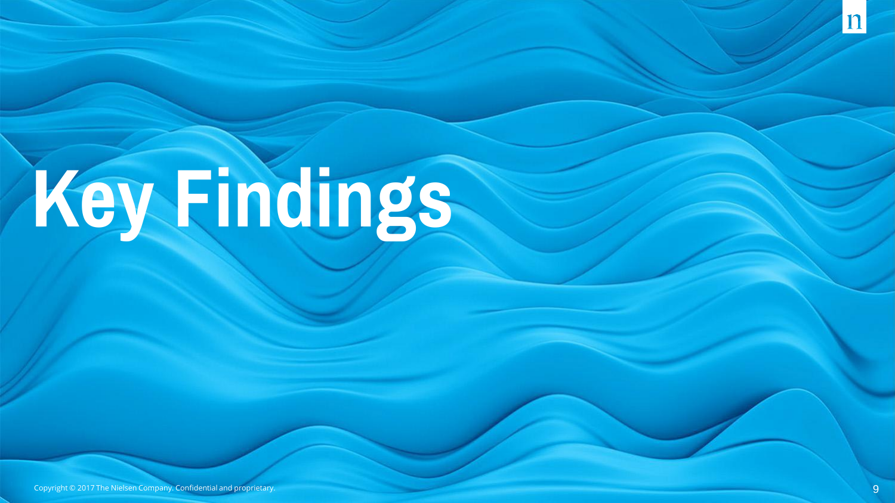# Key Findings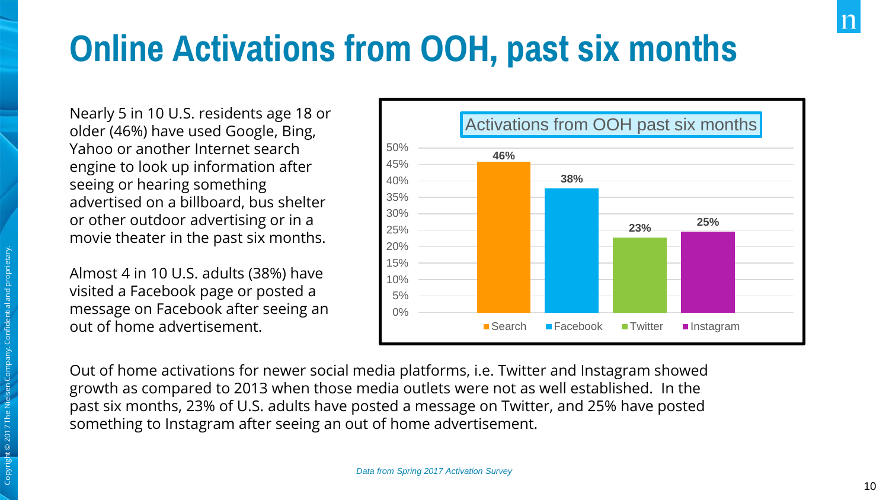# Online Activations from OOH, past six months

Nearly 5 in 10 U.S. residents age 18 or older (46%) have used Google, Bing, Yahoo or another Internet search engine to look up information after seeing or hearing something advertised on a billboard, bus shelter or other outdoor advertising or in a movie theater in the past six months.

Almost 4 in 10 U.S. adults (38%) have visited a Facebook page or posted a message on Facebook after seeing an out of home advertisement.

**Activations from OOH past six months**

| Platform | Percentage |
|---|---|
| Search | 46% |
| Facebook | 38% |
| Twitter | 23% |
| Instagram | 25% |

Out of home activations for newer social media platforms, i.e. Twitter and Instagram showed growth as compared to 2013 when those media outlets were not as well established. In the past six months, 23% of U.S. adults have posted a message on Twitter, and 25% have posted something to Instagram after seeing an out of home advertisement.

*Data from Spring 2017 Activation Survey*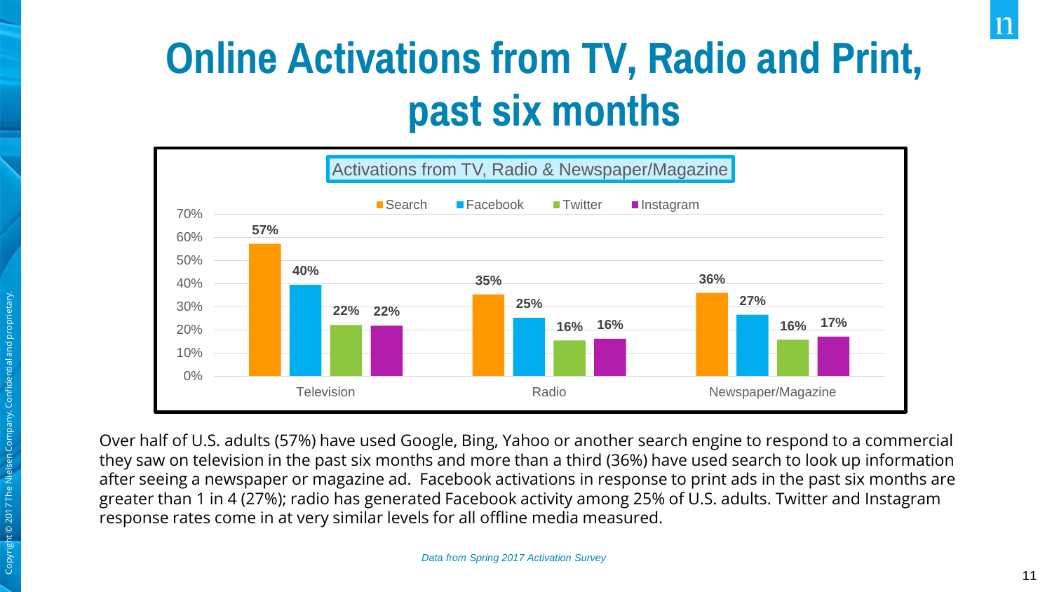# Online Activations from TV, Radio and Print, past six months

**Activations from TV, Radio & Newspaper/Magazine**

| | Search | Facebook | Twitter | Instagram |
|---|---|---|---|---|
| Television | 57% | 40% | 22% | 22% |
| Radio | 35% | 25% | 16% | 16% |
| Newspaper/Magazine | 36% | 27% | 16% | 17% |

Over half of U.S. adults (57%) have used Google, Bing, Yahoo or another search engine to respond to a commercial they saw on television in the past six months and more than a third (36%) have used search to look up information after seeing a newspaper or magazine ad. Facebook activations in response to print ads in the past six months are greater than 1 in 4 (27%); radio has generated Facebook activity among 25% of U.S. adults. Twitter and Instagram response rates come in at very similar levels for all offline media measured.

*Data from Spring 2017 Activation Survey*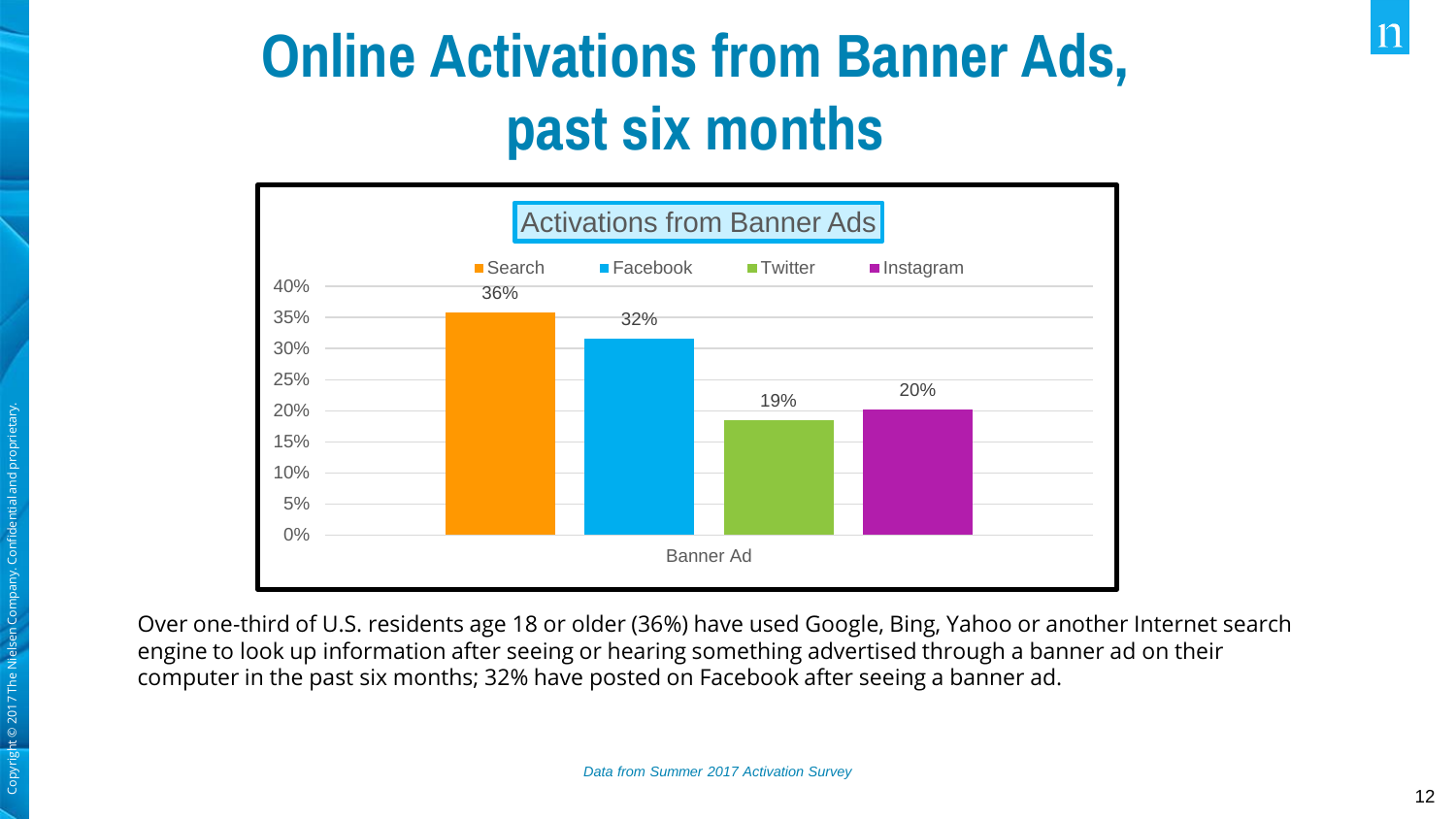# Online Activations from Banner Ads, past six months

**Activations from Banner Ads**

| Banner Ad | Search | Facebook | Twitter | Instagram |
|---|---|---|---|---|
| Banner Ad | 36% | 32% | 19% | 20% |

Over one-third of U.S. residents age 18 or older (36%) have used Google, Bing, Yahoo or another Internet search engine to look up information after seeing or hearing something advertised through a banner ad on their computer in the past six months; 32% have posted on Facebook after seeing a banner ad.

*Data from Summer 2017 Activation Survey*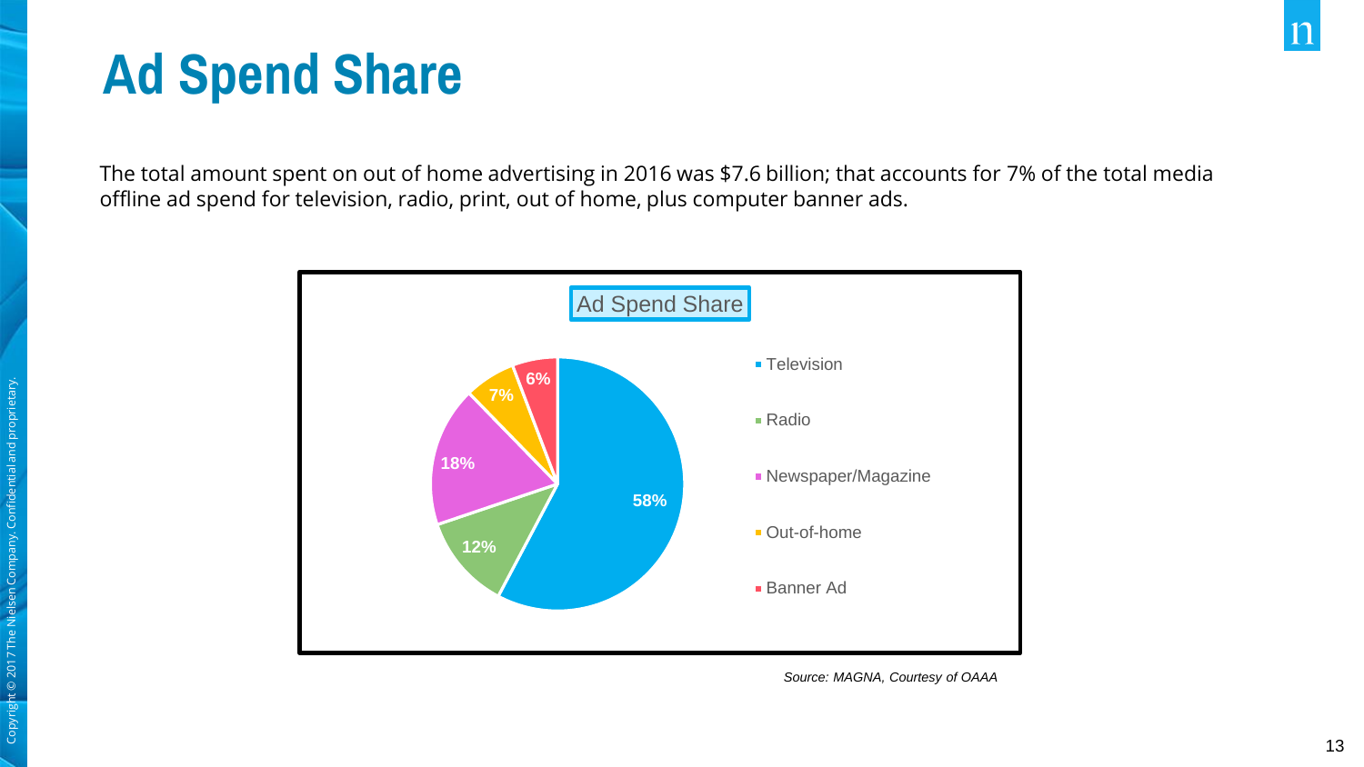# Ad Spend Share

The total amount spent on out of home advertising in 2016 was $7.6 billion; that accounts for 7% of the total media offline ad spend for television, radio, print, out of home, plus computer banner ads.

Ad Spend Share

| Media | Share |
|---|---|
| Television | 58% |
| Radio | 12% |
| Newspaper/Magazine | 18% |
| Out-of-home | 7% |
| Banner Ad | 6% |

*Source: MAGNA, Courtesy of OAAA*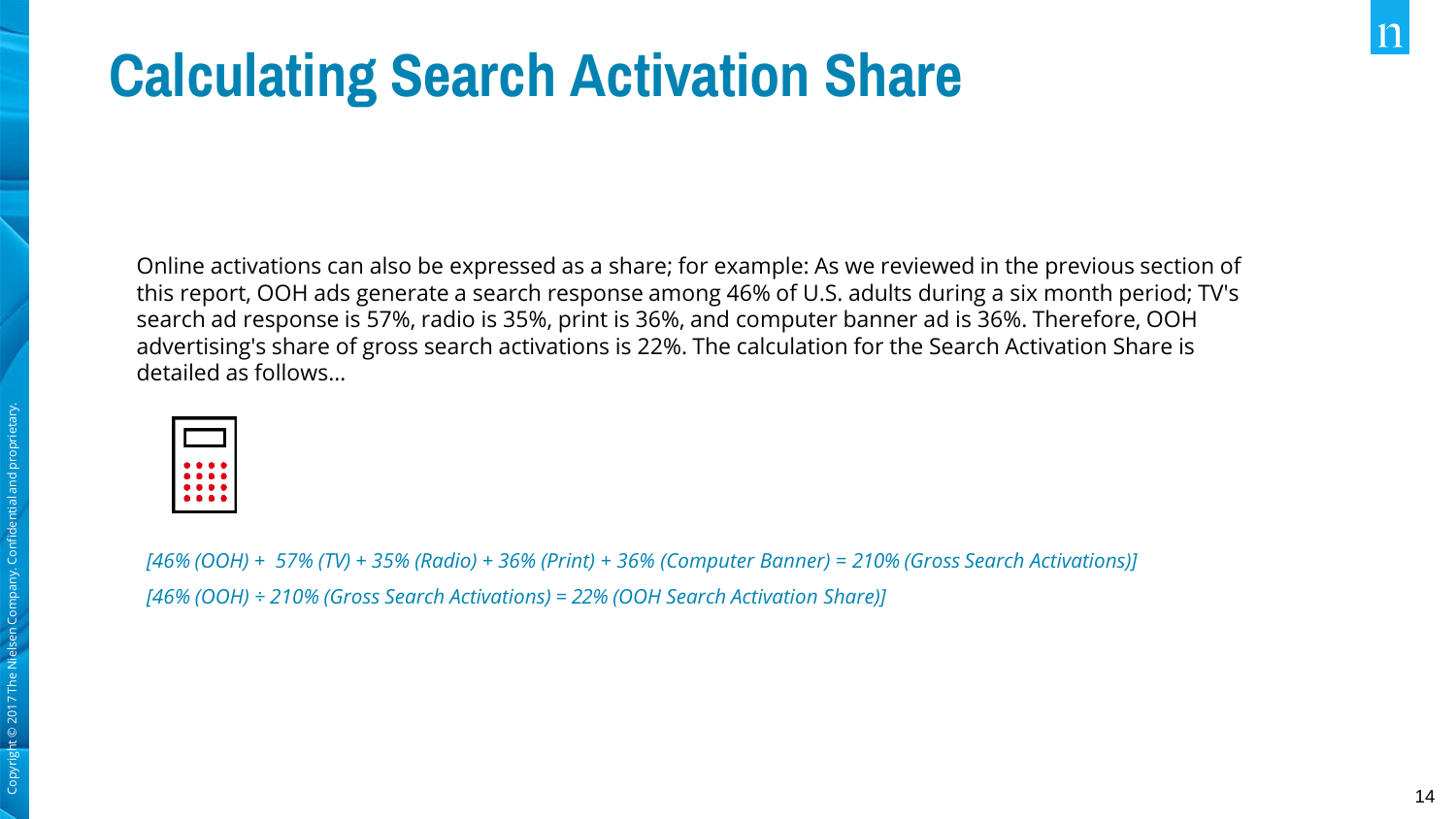# Calculating Search Activation Share

Online activations can also be expressed as a share; for example: As we reviewed in the previous section of this report, OOH ads generate a search response among 46% of U.S. adults during a six month period; TV's search ad response is 57%, radio is 35%, print is 36%, and computer banner ad is 36%. Therefore, OOH advertising's share of gross search activations is 22%. The calculation for the Search Activation Share is detailed as follows…

*[46% (OOH) + 57% (TV) + 35% (Radio) + 36% (Print) + 36% (Computer Banner) = 210% (Gross Search Activations)]*

*[46% (OOH) ÷ 210% (Gross Search Activations) = 22% (OOH Search Activation Share)]*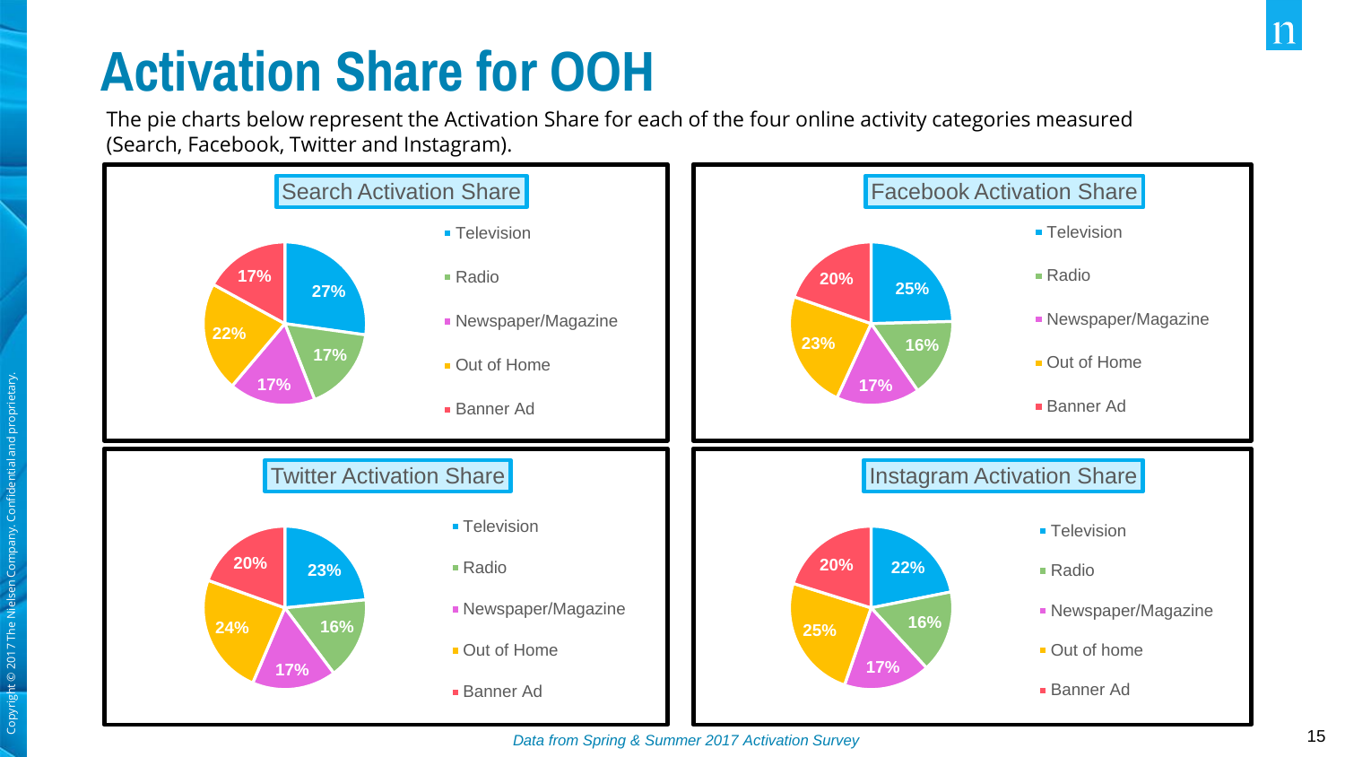# Activation Share for OOH

The pie charts below represent the Activation Share for each of the four online activity categories measured (Search, Facebook, Twitter and Instagram).

## Search Activation Share

| Category | Share |
| --- | --- |
| Television | 27% |
| Radio | 17% |
| Newspaper/Magazine | 17% |
| Out of Home | 22% |
| Banner Ad | 17% |

## Facebook Activation Share

| Category | Share |
| --- | --- |
| Television | 25% |
| Radio | 16% |
| Newspaper/Magazine | 17% |
| Out of Home | 23% |
| Banner Ad | 20% |

## Twitter Activation Share

| Category | Share |
| --- | --- |
| Television | 23% |
| Radio | 16% |
| Newspaper/Magazine | 17% |
| Out of Home | 24% |
| Banner Ad | 20% |

## Instagram Activation Share

| Category | Share |
| --- | --- |
| Television | 22% |
| Radio | 16% |
| Newspaper/Magazine | 17% |
| Out of home | 25% |
| Banner Ad | 20% |

*Data from Spring & Summer 2017 Activation Survey*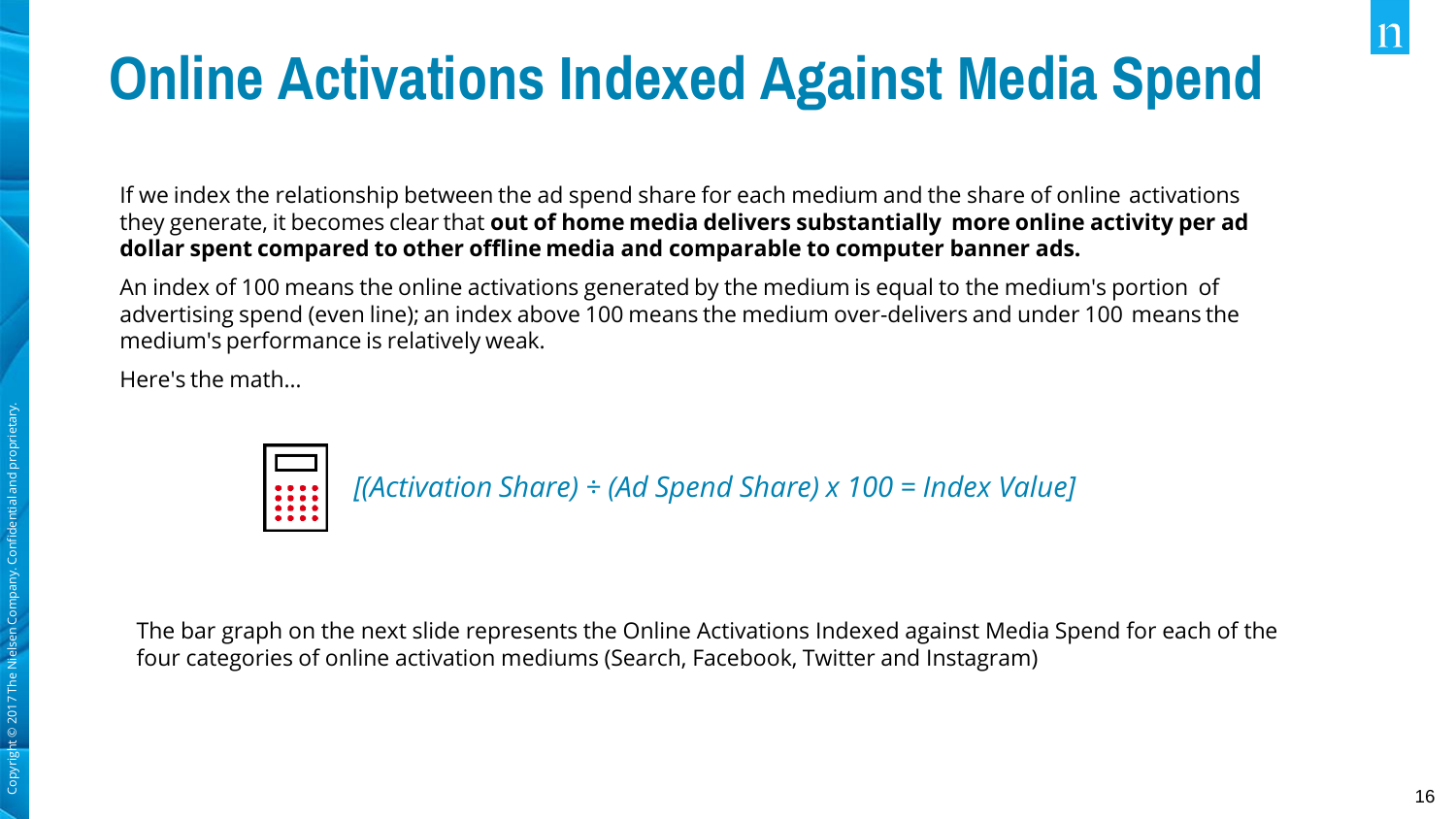# Online Activations Indexed Against Media Spend

If we index the relationship between the ad spend share for each medium and the share of online activations they generate, it becomes clear that **out of home media delivers substantially more online activity per ad dollar spent compared to other offline media and comparable to computer banner ads.**

An index of 100 means the online activations generated by the medium is equal to the medium's portion of advertising spend (even line); an index above 100 means the medium over-delivers and under 100 means the medium's performance is relatively weak.

Here's the math...

*[(Activation Share) ÷ (Ad Spend Share) x 100 = Index Value]*

The bar graph on the next slide represents the Online Activations Indexed against Media Spend for each of the four categories of online activation mediums (Search, Facebook, Twitter and Instagram)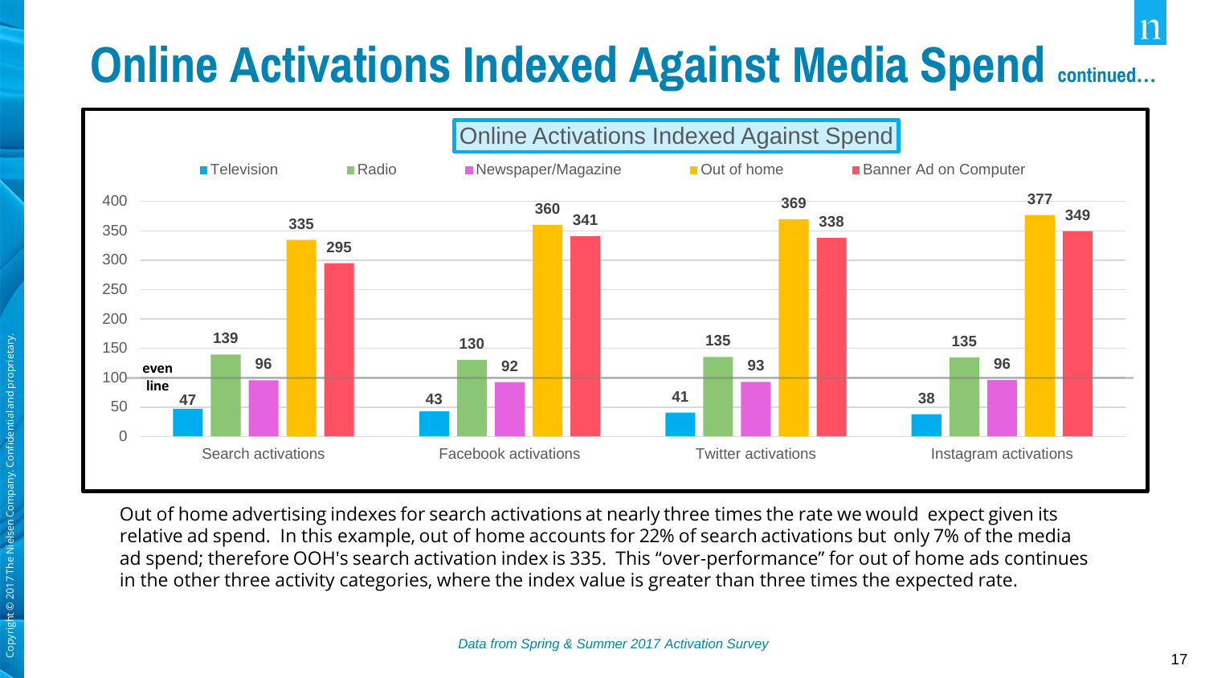# Online Activations Indexed Against Media Spend continued…

**Online Activations Indexed Against Spend**

| | Television | Radio | Newspaper/Magazine | Out of home | Banner Ad on Computer |
|---|---|---|---|---|---|
| Search activations | 47 | 139 | 96 | 335 | 295 |
| Facebook activations | 43 | 130 | 92 | 360 | 341 |
| Twitter activations | 41 | 135 | 93 | 369 | 338 |
| Instagram activations | 38 | 135 | 96 | 377 | 349 |

even line = 100

Out of home advertising indexes for search activations at nearly three times the rate we would expect given its relative ad spend. In this example, out of home accounts for 22% of search activations but only 7% of the media ad spend; therefore OOH's search activation index is 335. This “over-performance” for out of home ads continues in the other three activity categories, where the index value is greater than three times the expected rate.

*Data from Spring & Summer 2017 Activation Survey*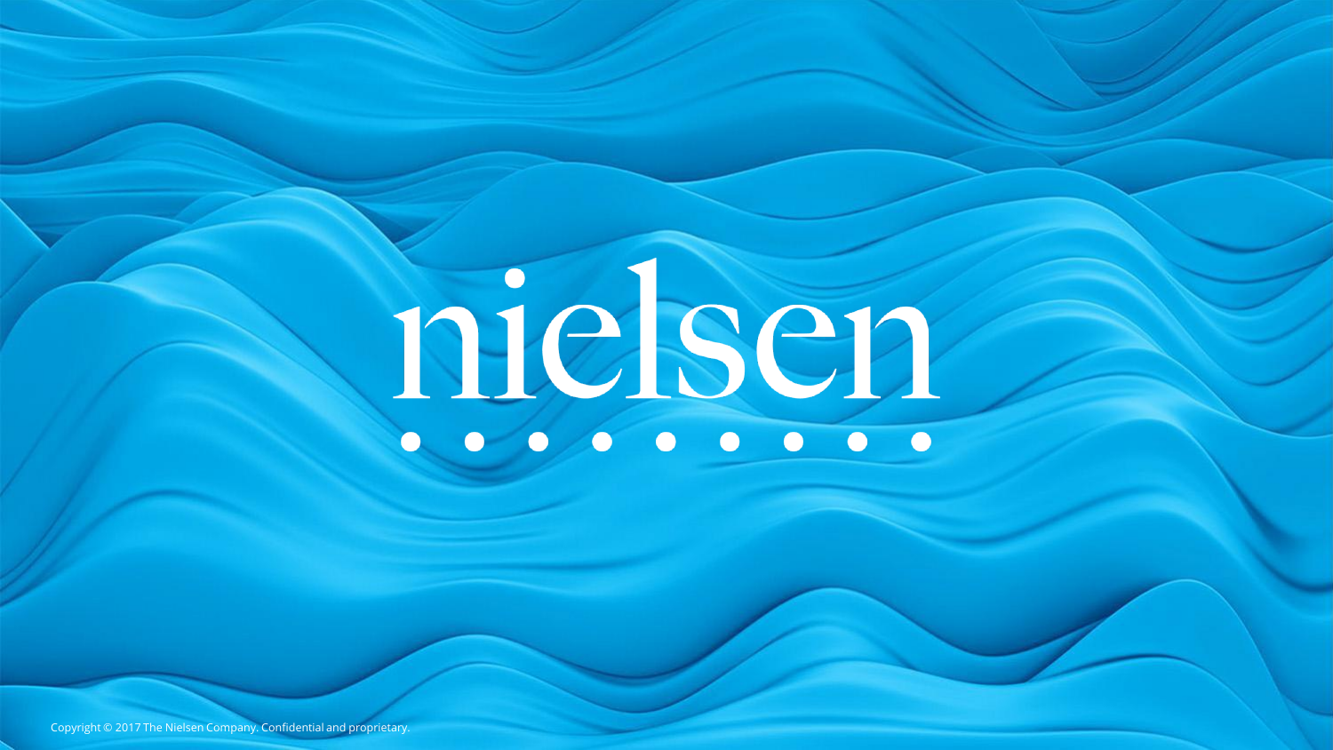nielsen

Copyright © 2017 The Nielsen Company. Confidential and proprietary.